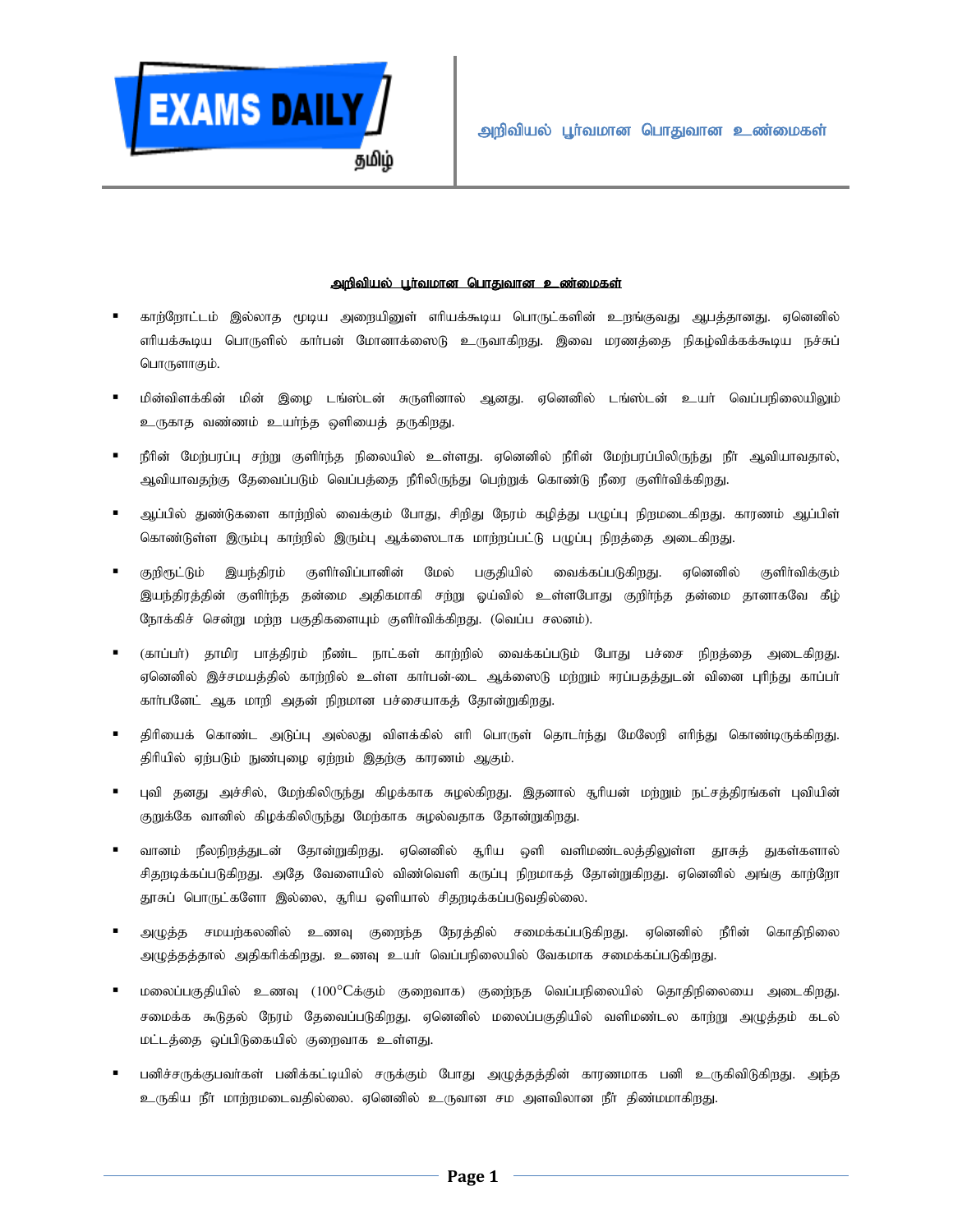## அறிவியல் பூர்வமான பொதுவான உண்மைகள்

- காற்றோட்டம் இல்லாத மூடிய அறையினுள் எரியக்கூடிய பொருட்களின் உறங்குவது ஆபத்தானது. ஏனெனில் எரியக்கூடிய பொருளில் கார்பன் மோனாக்ஸைடு உருவாகிறது. இவை மரணத்தை நிகழ்விக்கக்கூடிய நச்சுப் பொருளாகும்.
- மின்விளக்கின் மின் இழை டங்ஸ்டன் சுருளினால் ஆனது. ஏனெனில் டங்ஸ்டன் உயர் வெப்பநிலையிலும் உருகாத வண்ணம் உயர்ந்த ஒளியைத் தருகிறது.
- நீரின் மேற்பரப்பு சற்று குளிர்ந்த நிலையில் உள்ளது. ஏனெனில் நீரின் மேற்பரப்பிலிருந்து நீர் ஆவியாவதால், ஆவியாவதற்கு தேவைப்படும் வெப்பத்தை நீரிலிருந்து பெற்றுக் கொண்டு நீரை குளிர்விக்கிறது.
- ஆப்பில் துண்டுகளை காற்றில் வைக்கும் போது, சிறிது நேரம் கழித்து பழுப்பு நிறமடைகிறது. காரணம் ஆப்பிள் கொண்டுள்ள இரும்பு காற்றில் இரும்பு ஆக்ஸைடாக மாற்றப்பட்டு பழுப்பு நிறத்தை அடைகிறது.
- குறிரூட்டும் இயந்திரம் குளிர்விப்பானின் மேல் பகுதியில் வைக்கப்படுகிறது. ஏனெனில் குளிர்விக்கும் இயந்திரத்தின் குளிர்ந்த தன்மை அதிகமாகி சற்று ஓய்வில் உள்ளபோது குறிந்த தன்மை தானாகவே கீழ் நோக்கிச் சென்று மற்ற பகுதிகளையும் குளிர்விக்கிறது. (வெப்ப சலனம்).
- (காப்பர்) தாமிர பாத்திரம் நீண்ட நாட்கள் காற்றில் வைக்கப்படும் போது பச்சை நிறத்தை அடைகிறது. ஏனெனில் இச்சமயத்தில் காற்றில் உள்ள கார்பன்-டை ஆக்ஸைடு மற்றும் ஈரப்பதத்துடன் வினை புரிந்து காப்பர் கார்பனேட் ஆக மாறி அதன் நிறமான பச்சையாகத் தோன்றுகிறது.
- திரியைக் கொண்ட அடுப்பு அல்லது விளக்கில் எரி பொருள் தொடர்ந்து மேலேறி எரிந்து கொண்டிருக்கிறது. திரியில் ஏற்படும் நுண்புழை ஏற்றம் இதற்கு காரணம் ஆகும்.
- புவி தனது அச்சில், மேற்கிலிருந்து கிழக்காக சுழல்கிறது. இதனால் சூரியன் மற்றும் நட்சத்திரங்கள் புவியின் குறுக்கே வானில் கிழக்கிலிருந்து மேற்காக சுழல்வதாக தோன்றுகிறது.
- வானம் நீலநிறத்துடன் தோன்றுகிறது. ஏனெனில் சூரிய ஒளி வளிமண்டலத்திலுள்ள தூசுத் துகள்களால் சிதறடிக்கப்படுகிறது. அதே வேளையில் விண்வெளி கருப்பு நிறமாகத் தோன்றுகிறது. ஏனெனில் அங்கு காற்றோ தூசுப் பொருட்களோ இல்லை, சூரிய ஒளியால் சிதறடிக்கப்படுவதில்லை.
- அழுத்த சமயற்கலனில் உணவு குறைந்த நேரத்தில் சமைக்கப்படுகிறது. ஏனெனில் நீரின் கொதிநிலை அழுத்தத்தால் அதிகரிக்கிறது. உணவு உயர் வெப்பநிலையில் வேகமாக சமைக்கப்படுகிறது.
- மலைப்பகுதியில் உணவு ($100^{\circ}C$க்கும் குறைவாக) குறைந்த வெப்பநிலையில் தொதிநிலையை அடைகிறது. சமைக்க கூடுதல் நேரம் தேவைப்படுகிறது. ஏனெனில் மலைப்பகுதியில் வளிமண்டல காற்று அழுத்தம் கடல் மட்டத்தை ஒப்பிடுகையில் குறைவாக உள்ளது.
- பனிச்சருக்குபவர்கள் பனிக்கட்டியில் சருக்கும் போது அழுத்தத்தின் காரணமாக பனி உருகிவிடுகிறது. அந்த உருகிய நீர் மாற்றமடைவதில்லை. ஏனெனில் உருவான சம அளவிலான நீர் திண்மமாகிறது.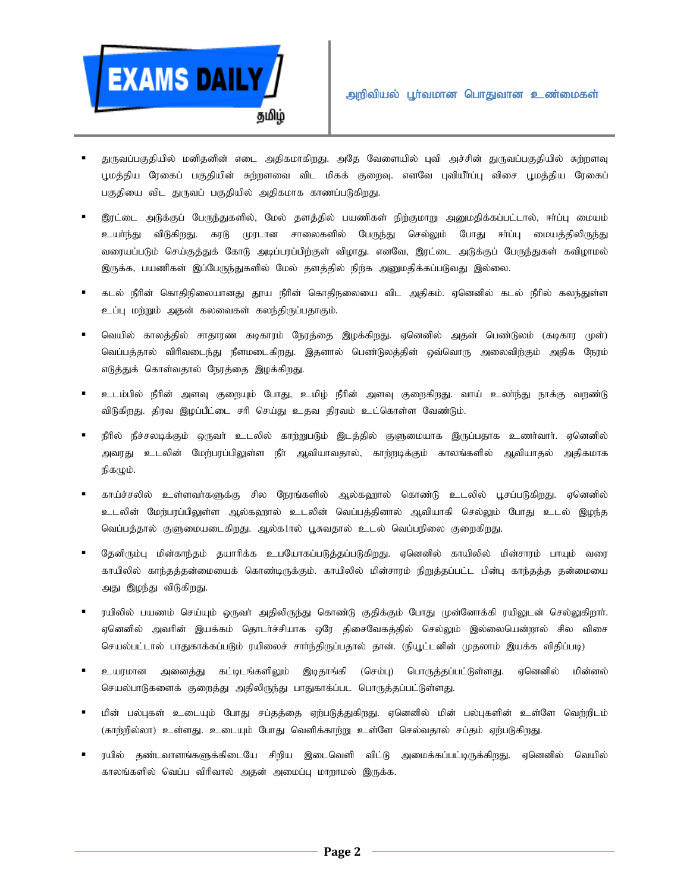- துருவப்பகுதியில் மனிதனின் எடை அதிகமாகிறது. அதே வேளையில் புவி அச்சின் துருவப்பகுதியில் சுற்றளவு பூமத்திய ரேகைப் பகுதியின் சுற்றளவை விட மிகக் குறைவு. எனவே புவியீர்ப்பு விசை பூமத்திய ரேகைப் பகுதியை விட துருவப் பகுதியில் அதிகமாக காணப்படுகிறது.

- இரட்டை அடுக்குப் பேருந்துகளில், மேல் தளத்தில் பயணிகள் நிற்குமாறு அனுமதிக்கப்பட்டால், ஈர்ப்பு மையம் உயர்ந்து விடுகிறது. கரடு முரடான சாலைகளில் பேருந்து செல்லும் போது ஈர்ப்பு மையத்திலிருந்து வரையப்படும் செய்குத்துக் கோடு அடிப்பரப்பிற்குள் விழாது. எனவே, இரட்டை அடுக்குப் பேருந்துகள் கவிழாமல் இருக்க, பயணிகள் இப்பேருந்துகளில் மேல் தளத்தில் நிற்க அனுமதிக்கப்படுவது இல்லை.

- கடல் நீரின் கொதிநிலையானது தூய நீரின் கொதிநலையை விட அதிகம். ஏனெனில் கடல் நீரில் கலந்துள்ள உப்பு மற்றும் அதன் கலவைகள் கலந்திருப்பதாகும்.

- வெயில் காலத்தில் சாதாரண கடிகாரம் நேரத்தை இழக்கிறது. ஏனெனில் அதன் பெண்டுலம் (கடிகார முள்) வெப்பத்தால் விரிவடைந்து நீளமடைகிறது. இதனால் பெண்டுலத்தின் ஒவ்வொரு அலைவிற்கும் அதிக நேரம் எடுத்துக் கொள்வதால் நேரத்தை இழக்கிறது.

- உடம்பில் நீரின் அளவு குறையும் போது, உமிழ் நீரின் அளவு குறைகிறது. வாய் உலர்ந்து நாக்கு வறண்டு விடுகிறது. திரவ இழப்பீட்டை சரி செய்து உதவ திரவம் உட்கொள்ள வேண்டும்.

- நீரில் நீச்சலடிக்கும் ஒருவர் உடலில் காற்றுபடும் இடத்தில் குளுமையாக இருப்பதாக உணர்வார். ஏனெனில் அவரது உடலின் மேற்பரப்பிலுள்ள நீர் ஆவியாவதால், காற்றடிக்கும் காலங்களில் ஆவியாதல் அதிகமாக நிகழும்.

- காய்ச்சலில் உள்ளவர்களுக்கு சில நேரங்களில் ஆல்கஹால் கொண்டு உடலில் பூசப்படுகிறது. ஏனெனில் உடலின் மேற்பரப்பிலுள்ள ஆல்கஹால் உடலின் வெப்பத்தினால் ஆவியாகி செல்லும் போது உடல் இழந்த வெப்பத்தால் குளுமையடைகிறது. ஆல்க1ால் பூசுவதால் உடல் வெப்பநிலை குறைகிறது.

- தேனிரும்பு மின்காந்தம் தயாரிக்க உபயோகப்படுத்தப்படுகிறது. ஏனெனில் காயிலில் மின்சாரம் பாயும் வரை காயிலில் காந்தத்தன்மையைக் கொண்டிருக்கும். காயிலில் மின்சாரம் நிறுத்தப்பட்ட பின்பு காந்தத்த தன்மையை அது இழந்து விடுகிறது.

- ரயிலில் பயணம் செய்யும் ஒருவர் அதிலிருந்து கொண்டு குதிக்கும் போது முன்னோக்கி ரயிலுடன் செல்லுகிறார். ஏனெனில் அவரின் இயக்கம் தொடர்ச்சியாக ஒரே திசைவேகத்தில் செல்லும் இல்லையென்றால் சில விசை செயல்பட்டால் பாதுகாக்கப்படும் ரயிலைச் சார்ந்திருப்பதால் தான். (நியூட்டனின் முதலாம் இயக்க விதிப்படி)

- உயரமான அனைத்து கட்டிடங்களிலும் இடிதாங்கி (செம்பு) பொருத்தப்பட்டுள்ளது. ஏனெனில் மின்னல் செயல்பாடுகளைக் குறைத்து அதிலிருந்து பாதுகாக்கப்பட பொருத்தப்பட்டுள்ளது.

- மின் பல்புகள் உடையும் போது சப்தத்தை ஏற்படுத்துகிறது. ஏனெனில் மின் பல்புகளின் உள்ளே வெற்றிடம் (காற்றில்லா) உள்ளது. உடையும் போது வெளிக்காற்று உள்ளே செல்வதால் சப்தம் ஏற்படுகிறது.

- ரயில் தண்டவாளங்களுக்கிடையே சிறிய இடைவெளி விட்டு அமைக்கப்பட்டிருக்கிறது. ஏனெனில் வெயில் காலங்களில் வெப்ப விரிவால் அதன் அமைப்பு மாறாமல் இருக்க.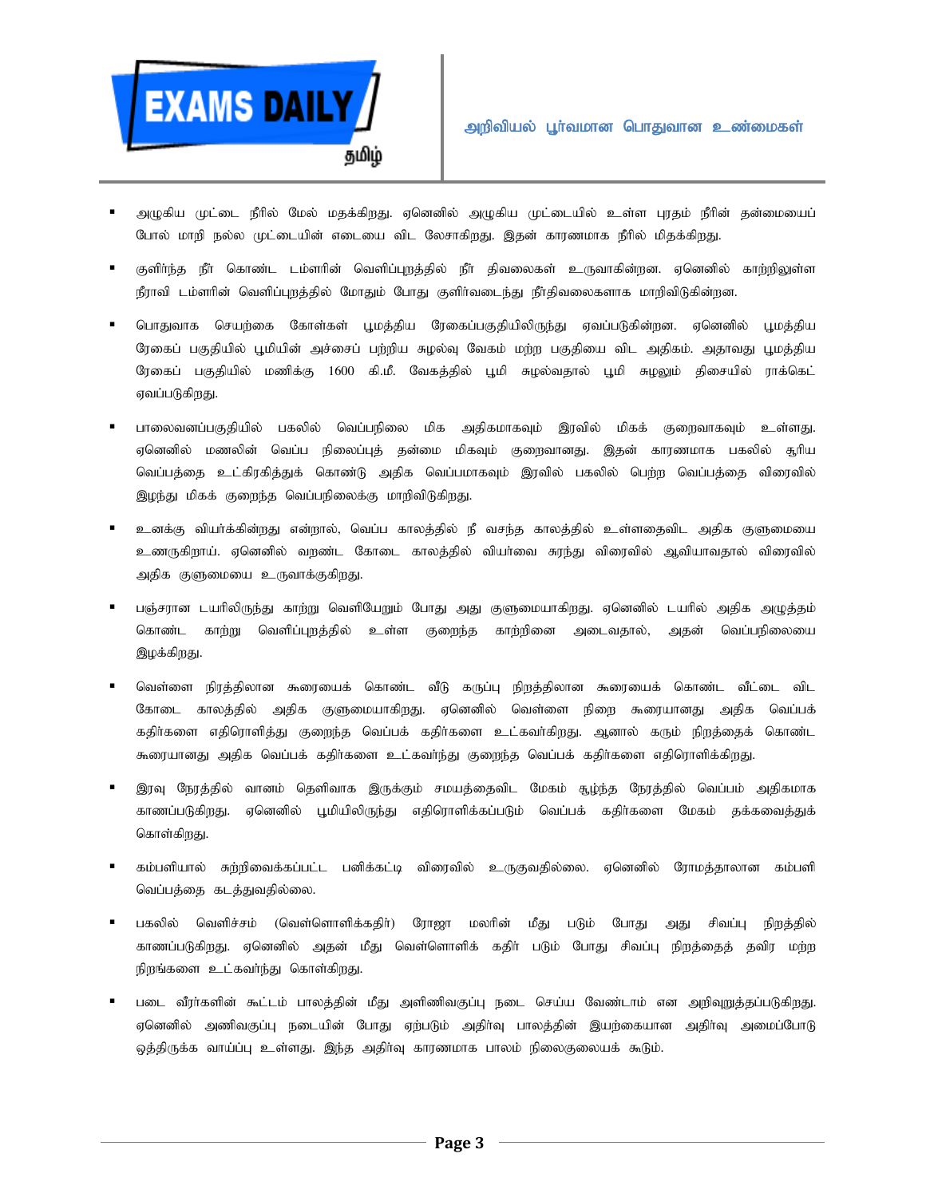- அழுகிய முட்டை நீரில் மேல் மதக்கிறது. ஏனெனில் அழுகிய முட்டையில் உள்ள புரதம் நீரின் தன்மையைப் போல் மாறி நல்ல முட்டையின் எடையை விட லேசாகிறது. இதன் காரணமாக நீரில் மிதக்கிறது.
- குளிர்ந்த நீர் கொண்ட டம்ளரின் வெளிப்புறத்தில் நீர் திவலைகள் உருவாகின்றன. ஏனெனில் காற்றிலுள்ள நீராவி டம்ளரின் வெளிப்புறத்தில் மோதும் போது குளிர்வடைந்து நீர்திவலைகளாக மாறிவிடுகின்றன.
- பொதுவாக செயற்கை கோள்கள் பூமத்திய ரேகைப்பகுதியிலிருந்து ஏவப்படுகின்றன. ஏனெனில் பூமத்திய ரேகைப் பகுதியில் பூமியின் அச்சைப் பற்றிய சுழல்வு வேகம் மற்ற பகுதியை விட அதிகம். அதாவது பூமத்திய ரேகைப் பகுதியில் மணிக்கு 1600 கி.மீ. வேகத்தில் பூமி சுழல்வதால் பூமி சுழலும் திசையில் ராக்கெட் ஏவப்படுகிறது.
- பாலைவனப்பகுதியில் பகலில் வெப்பநிலை மிக அதிகமாகவும் இரவில் மிகக் குறைவாகவும் உள்ளது. ஏனெனில் மணலின் வெப்ப நிலைப்புத் தன்மை மிகவும் குறைவானது. இதன் காரணமாக பகலில் சூரிய வெப்பத்தை உட்கிரகித்துக் கொண்டு அதிக வெப்பமாகவும் இரவில் பகலில் பெற்ற வெப்பத்தை விரைவில் இழந்து மிகக் குறைந்த வெப்பநிலைக்கு மாறிவிடுகிறது.
- உனக்கு வியர்க்கின்றது என்றால், வெப்ப காலத்தில் நீ வசந்த காலத்தில் உள்ளதைவிட அதிக குளுமையை உணருகிறாய். ஏனெனில் வறண்ட கோடை காலத்தில் வியர்வை சுரந்து விரைவில் ஆவியாவதால் விரைவில் அதிக குளுமையை உருவாக்குகிறது.
- பஞ்சரான டயரிலிருந்து காற்று வெளியேறும் போது அது குளுமையாகிறது. ஏனெனில் டயரில் அதிக அழுத்தம் கொண்ட காற்று வெளிப்புறத்தில் உள்ள குறைந்த காற்றினை அடைவதால், அதன் வெப்பநிலையை இழக்கிறது.
- வெள்ளை நிரத்திலான கூரையைக் கொண்ட வீடு கருப்பு நிறத்திலான கூரையைக் கொண்ட வீட்டை விட கோடை காலத்தில் அதிக குளுமையாகிறது. ஏனெனில் வெள்ளை நிறை கூரையானது அதிக வெப்பக் கதிர்களை எதிரொளித்து குறைந்த வெப்பக் கதிர்களை உட்கவர்கிறது. ஆனால் கரும் நிறத்தைக் கொண்ட கூரையானது அதிக வெப்பக் கதிர்களை உட்கவர்ந்து குறைந்த வெப்பக் கதிர்களை எதிரொளிக்கிறது.
- இரவு நேரத்தில் வானம் தெளிவாக இருக்கும் சமயத்தைவிட மேகம் சூழ்ந்த நேரத்தில் வெப்பம் அதிகமாக காணப்படுகிறது. ஏனெனில் பூமியிலிருந்து எதிரொளிக்கப்படும் வெப்பக் கதிர்களை மேகம் தக்கவைத்துக் கொள்கிறது.
- கம்பளியால் சுற்றிவைக்கப்பட்ட பனிக்கட்டி விரைவில் உருகுவதில்லை. ஏனெனில் ரோமத்தாலான கம்பளி வெப்பத்தை கடத்துவதில்லை.
- பகலில் வெளிச்சம் (வெள்ளொளிக்கதிர்) ரோஜா மலரின் மீது படும் போது அது சிவப்பு நிறத்தில் காணப்படுகிறது. ஏனெனில் அதன் மீது வெள்ளொளிக் கதிர் படும் போது சிவப்பு நிறத்தைத் தவிர மற்ற நிறங்களை உட்கவர்ந்து கொள்கிறது.
- படை வீரர்களின் கூட்டம் பாலத்தின் மீது அணிவகுப்பு நடை செய்ய வேண்டாம் என அறிவுறுத்தப்படுகிறது. ஏனெனில் அணிவகுப்பு நடையின் போது ஏற்படும் அதிர்வு பாலத்தின் இயற்கையான அதிர்வு அமைப்போடு ஒத்திருக்க வாய்ப்பு உள்ளது. இந்த அதிர்வு காரணமாக பாலம் நிலைகுலையக் கூடும்.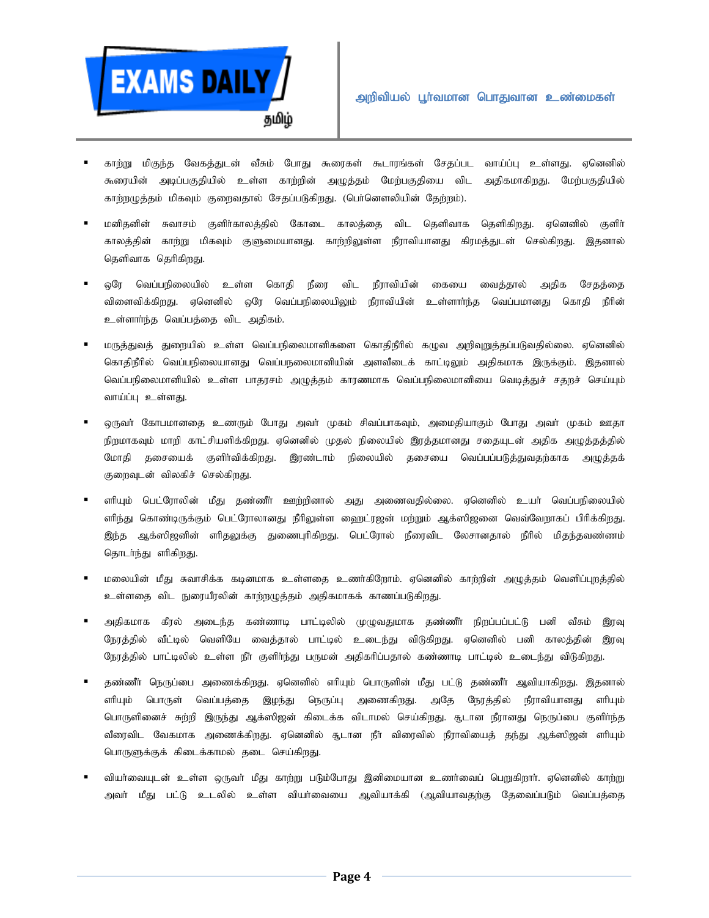- காற்று மிகுந்த வேகத்துடன் வீசும் போது கூரைகள் கூடாரங்கள் சேதப்பட வாய்ப்பு உள்ளது. ஏனெனில் கூரையின் அடிப்பகுதியில் உள்ள காற்றின் அழுத்தம் மேற்பகுதியை விட அதிகமாகிறது. மேற்பகுதியில் காற்றழுத்தம் மிகவும் குறைவதால் சேதப்படுகிறது. (பெர்னௌலியின் தேற்றம்).

- மனிதனின் சுவாசம் குளிர்காலத்தில் கோடை காலத்தை விட தெளிவாக தெரிகிறது. ஏனெனில் குளிர் காலத்தின் காற்று மிகவும் குளுமையானது. காற்றிலுள்ள நீராவியானது கிரமத்துடன் செல்கிறது. இதனால் தெளிவாக தெரிகிறது.

- ஒரே வெப்பநிலையில் உள்ள கொதி நீரை விட நீராவியின் கையை வைத்தால் அதிக சேதத்தை விளைவிக்கிறது. ஏனெனில் ஒரே வெப்பநிலையிலும் நீராவியின் உள்ளார்ந்த வெப்பமானது கொதி நீரின் உள்ளார்ந்த வெப்பத்தை விட அதிகம்.

- மருத்துவத் துறையில் உள்ள வெப்பநிலைமானிகளை கொதிநீரில் கழுவ அறிவுறுத்தப்படுவதில்லை. ஏனெனில் கொதிநீரில் வெப்பநிலையானது வெப்பநலைமானியின் அளவீடைக் காட்டிலும் அதிகமாக இருக்கும். இதனால் வெப்பநிலைமானியில் உள்ள பாதரசம் அழுத்தம் காரணமாக வெப்பநிலைமானியை வெடித்துச் சதறச் செய்யும் வாய்ப்பு உள்ளது.

- ஒருவர் கோபமானதை உணரும் போது அவர் முகம் சிவப்பாகவும், அமைதியாகும் போது அவர் முகம் ஊதா நிறமாகவும் மாறி காட்சியளிக்கிறது. ஏனெனில் முதல் நிலையில் இரத்தமானது சதையுடன் அதிக அழுத்தத்தில் மோதி தசையைக் குளிர்விக்கிறது. இரண்டாம் நிலையில் தசையை வெப்பப்படுத்துவதற்காக அழுத்தக் குறைவுடன் விலகிச் செல்கிறது.

- எரியும் பெட்ரோலின் மீது தண்ணீர் ஊற்றினால் அது அணைவதில்லை. ஏனெனில் உயர் வெப்பநிலையில் எரிந்து கொண்டிருக்கும் பெட்ரோலானது நீரிலுள்ள ஹைட்ரஜன் மற்றும் ஆக்ஸிஜனை வெவ்வேறாகப் பிரிக்கிறது. இந்த ஆக்ஸிஜனின் எரிதலுக்கு துணைபுரிகிறது. பெட்ரோல் நீரைவிட லேசானதால் நீரில் மிதந்தவண்ணம் தொடர்ந்து எரிகிறது.

- மலையின் மீது சுவாசிக்க கடினமாக உள்ளதை உணர்கிறோம். ஏனெனில் காற்றின் அழுத்தம் வெளிப்புறத்தில் உள்ளதை விட நுரையீரலின் காற்றழுத்தம் அதிகமாகக் காணப்படுகிறது.

- அதிகமாக கீரல் அடைந்த கண்ணாடி பாட்டிலில் முழுவதுமாக தண்ணீர் நிறப்பப்பட்டு பனி வீசும் இரவு நேரத்தில் வீட்டில் வெளியே வைத்தால் பாட்டில் உடைந்து விடுகிறது. ஏனெனில் பனி காலத்தின் இரவு நேரத்தில் பாட்டிலில் உள்ள நீர் குளிர்ந்து பருமன் அதிகரிப்பதால் கண்ணாடி பாட்டில் உடைந்து விடுகிறது.

- தண்ணீர் நெருப்பை அணைக்கிறது. ஏனெனில் எரியும் பொருளின் மீது பட்டு தண்ணீர் ஆவியாகிறது. இதனால் எரியும் பொருள் வெப்பத்தை இழந்து நெருப்பு அணைக்கிறது. அதே நேரத்தில் நீராவியானது எரியும் பொருளினைச் சுற்றி இருந்து ஆக்ஸிஜன் கிடைக்க விடாமல் செய்கிறது. சூடான நீரானது நெருப்பை குளிர்ந்த வீரைவிட வேகமாக அணைக்கிறது. ஏனெனில் சூடான நீர் விரைவில் நீராவியைத் தந்து ஆக்ஸிஜன் எரியும் பொருளுக்குக் கிடைக்காமல் தடை செய்கிறது.

- வியர்வையுடன் உள்ள ஒருவர் மீது காற்று படும்போது இனிமையான உணர்வைப் பெறுகிறார். ஏனெனில் காற்று அவர் மீது பட்டு உடலில் உள்ள வியர்வையை ஆவியாக்கி (ஆவியாவதற்கு தேவைப்படும் வெப்பத்தை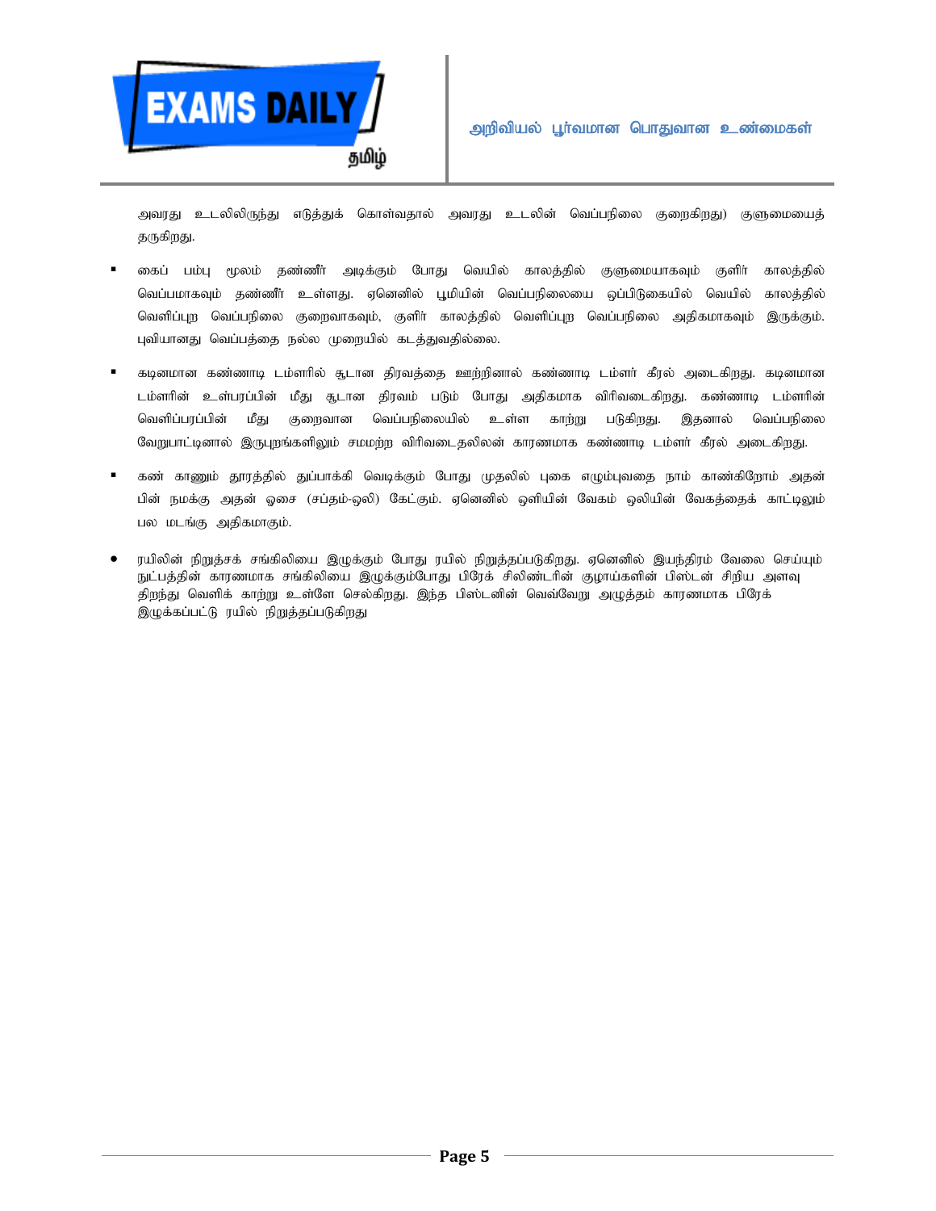அவரது உடலிலிருந்து எடுத்துக் கொள்வதால் அவரது உடலின் வெப்பநிலை குறைகிறது) குளுமையைத் தருகிறது.

- கைப் பம்பு மூலம் தண்ணீர் அடிக்கும் போது வெயில் காலத்தில் குளுமையாகவும் குளிர் காலத்தில் வெப்பமாகவும் தண்ணீர் உள்ளது. ஏனெனில் பூமியின் வெப்பநிலையை ஒப்பிடுகையில் வெயில் காலத்தில் வெளிப்புற வெப்பநிலை குறைவாகவும், குளிர் காலத்தில் வெளிப்புற வெப்பநிலை அதிகமாகவும் இருக்கும். புவியானது வெப்பத்தை நல்ல முறையில் கடத்துவதில்லை.
- கடினமான கண்ணாடி டம்ளரில் சூடான திரவத்தை ஊற்றினால் கண்ணாடி டம்ளர் கீரல் அடைகிறது. கடினமான டம்ளரின் உள்பரப்பின் மீது சூடான திரவம் படும் போது அதிகமாக விரிவடைகிறது. கண்ணாடி டம்ளரின் வெளிப்பரப்பின் மீது குறைவான வெப்பநிலையில் உள்ள காற்று படுகிறது. இதனால் வெப்பநிலை வேறுபாட்டினால் இருபுறங்களிலும் சமமற்ற விரிவடைதலிலன் காரணமாக கண்ணாடி டம்ளர் கீரல் அடைகிறது.
- கண் காணும் தூரத்தில் துப்பாக்கி வெடிக்கும் போது முதலில் புகை எழும்புவதை நாம் காண்கிறோம் அதன் பின் நமக்கு அதன் ஓசை (சப்தம்-ஒலி) கேட்கும். ஏனெனில் ஒளியின் வேகம் ஒலியின் வேகத்தைக் காட்டிலும் பல மடங்கு அதிகமாகும்.
- ரயிலின் நிறுத்தச் சங்கிலியை இழுக்கும் போது ரயில் நிறுத்தப்படுகிறது. ஏனெனில் இயந்திரம் வேலை செய்யும் நுட்பத்தின் காரணமாக சங்கிலியை இழுக்கும்போது பிரேக் சிலிண்டரின் குழாய்களின் பிஸ்டன் சிறிய அளவு திறந்து வெளிக் காற்று உள்ளே செல்கிறது. இந்த பிஸ்டனின் வெவ்வேறு அழுத்தம் காரணமாக பிரேக் இழுக்கப்பட்டு ரயில் நிறுத்தப்படுகிறது